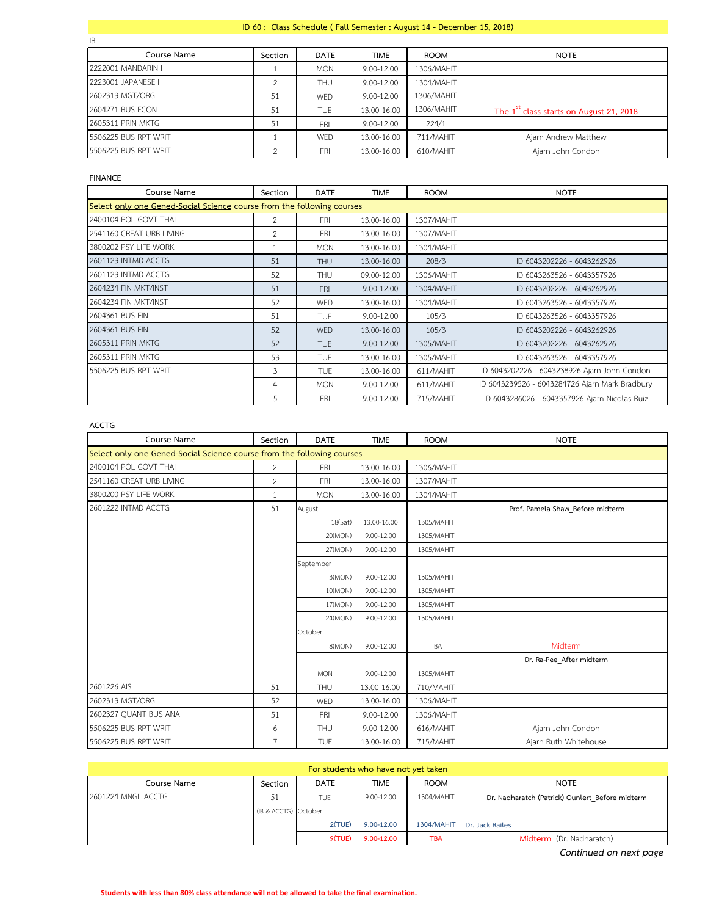# ID 60 : Class Schedule ( Fall Semester : August 14 - December 15, 2018)

IB

| Course Name | Section | DATE | TIME | ROOM | NOTE |
|---|---|---|---|---|---|
| 2222001 MANDARIN I | 1 | MON | 9.00-12.00 | 1306/MAHIT | |
| 2223001 JAPANESE I | 2 | THU | 9.00-12.00 | 1304/MAHIT | |
| 2602313 MGT/ORG | 51 | WED | 9.00-12.00 | 1306/MAHIT | |
| 2604271 BUS ECON | 51 | TUE | 13.00-16.00 | 1306/MAHIT | The 1st class starts on August 21, 2018 |
| 2605311 PRIN MKTG | 51 | FRI | 9.00-12.00 | 224/1 | |
| 5506225 BUS RPT WRIT | 1 | WED | 13.00-16.00 | 711/MAHIT | Ajarn Andrew Matthew |
| 5506225 BUS RPT WRIT | 2 | FRI | 13.00-16.00 | 610/MAHIT | Ajarn John Condon |

FINANCE

| Course Name | Section | DATE | TIME | ROOM | NOTE |
|---|---|---|---|---|---|
| Select only one Gened-Social Science course from the following courses | | | | | |
| 2400104 POL GOVT THAI | 2 | FRI | 13.00-16.00 | 1307/MAHIT | |
| 2541160 CREAT URB LIVING | 2 | FRI | 13.00-16.00 | 1307/MAHIT | |
| 3800202 PSY LIFE WORK | 1 | MON | 13.00-16.00 | 1304/MAHIT | |
| 2601123 INTMD ACCTG I | 51 | THU | 13.00-16.00 | 208/3 | ID 6043202226 - 6043262926 |
| 2601123 INTMD ACCTG I | 52 | THU | 09.00-12.00 | 1306/MAHIT | ID 6043263526 - 6043357926 |
| 2604234 FIN MKT/INST | 51 | FRI | 9.00-12.00 | 1304/MAHIT | ID 6043202226 - 6043262926 |
| 2604234 FIN MKT/INST | 52 | WED | 13.00-16.00 | 1304/MAHIT | ID 6043263526 - 6043357926 |
| 2604361 BUS FIN | 51 | TUE | 9.00-12.00 | 105/3 | ID 6043263526 - 6043357926 |
| 2604361 BUS FIN | 52 | WED | 13.00-16.00 | 105/3 | ID 6043202226 - 6043262926 |
| 2605311 PRIN MKTG | 52 | TUE | 9.00-12.00 | 1305/MAHIT | ID 6043202226 - 6043262926 |
| 2605311 PRIN MKTG | 53 | TUE | 13.00-16.00 | 1305/MAHIT | ID 6043263526 - 6043357926 |
| 5506225 BUS RPT WRIT | 3 | TUE | 13.00-16.00 | 611/MAHIT | ID 6043202226 - 6043238926 Ajarn John Condon |
| | 4 | MON | 9.00-12.00 | 611/MAHIT | ID 6043239526 - 6043284726 Ajarn Mark Bradbury |
| | 5 | FRI | 9.00-12.00 | 715/MAHIT | ID 6043286026 - 6043357926 Ajarn Nicolas Ruiz |

ACCTG

| Course Name | Section | DATE | TIME | ROOM | NOTE |
|---|---|---|---|---|---|
| Select only one Gened-Social Science course from the following courses | | | | | |
| 2400104 POL GOVT THAI | 2 | FRI | 13.00-16.00 | 1306/MAHIT | |
| 2541160 CREAT URB LIVING | 2 | FRI | 13.00-16.00 | 1307/MAHIT | |
| 3800200 PSY LIFE WORK | 1 | MON | 13.00-16.00 | 1304/MAHIT | |
| 2601222 INTMD ACCTG I | 51 | August | | | Prof. Pamela Shaw_Before midterm |
| | | 18(Sat) | 13.00-16.00 | 1305/MAHIT | |
| | | 20(MON) | 9.00-12.00 | 1305/MAHIT | |
| | | 27(MON) | 9.00-12.00 | 1305/MAHIT | |
| | | September | | | |
| | | 3(MON) | 9.00-12.00 | 1305/MAHIT | |
| | | 10(MON) | 9.00-12.00 | 1305/MAHIT | |
| | | 17(MON) | 9.00-12.00 | 1305/MAHIT | |
| | | 24(MON) | 9.00-12.00 | 1305/MAHIT | |
| | | October | | | |
| | | 8(MON) | 9.00-12.00 | TBA | Midterm |
| | | | | | Dr. Ra-Pee_After midterm |
| | | MON | 9.00-12.00 | 1305/MAHIT | |
| 2601226 AIS | 51 | THU | 13.00-16.00 | 710/MAHIT | |
| 2602313 MGT/ORG | 52 | WED | 13.00-16.00 | 1306/MAHIT | |
| 2602327 QUANT BUS ANA | 51 | FRI | 9.00-12.00 | 1306/MAHIT | |
| 5506225 BUS RPT WRIT | 6 | THU | 9.00-12.00 | 616/MAHIT | Ajarn John Condon |
| 5506225 BUS RPT WRIT | 7 | TUE | 13.00-16.00 | 715/MAHIT | Ajarn Ruth Whitehouse |

For students who have not yet taken

| Course Name | Section | DATE | TIME | ROOM | NOTE |
|---|---|---|---|---|---|
| 2601224 MNGL ACCTG | 51 | TUE | 9.00-12.00 | 1304/MAHIT | Dr. Nadharatch (Patrick) Ounlert_Before midterm |
| | (IB & ACCTG) | October | | | |
| | | 2(TUE) | 9.00-12.00 | 1304/MAHIT | Dr. Jack Bailes |
| | | 9(TUE) | 9.00-12.00 | TBA | Midterm (Dr. Nadharatch) |

*Continued on next page*

**Students with less than 80% class attendance will not be allowed to take the final examination.**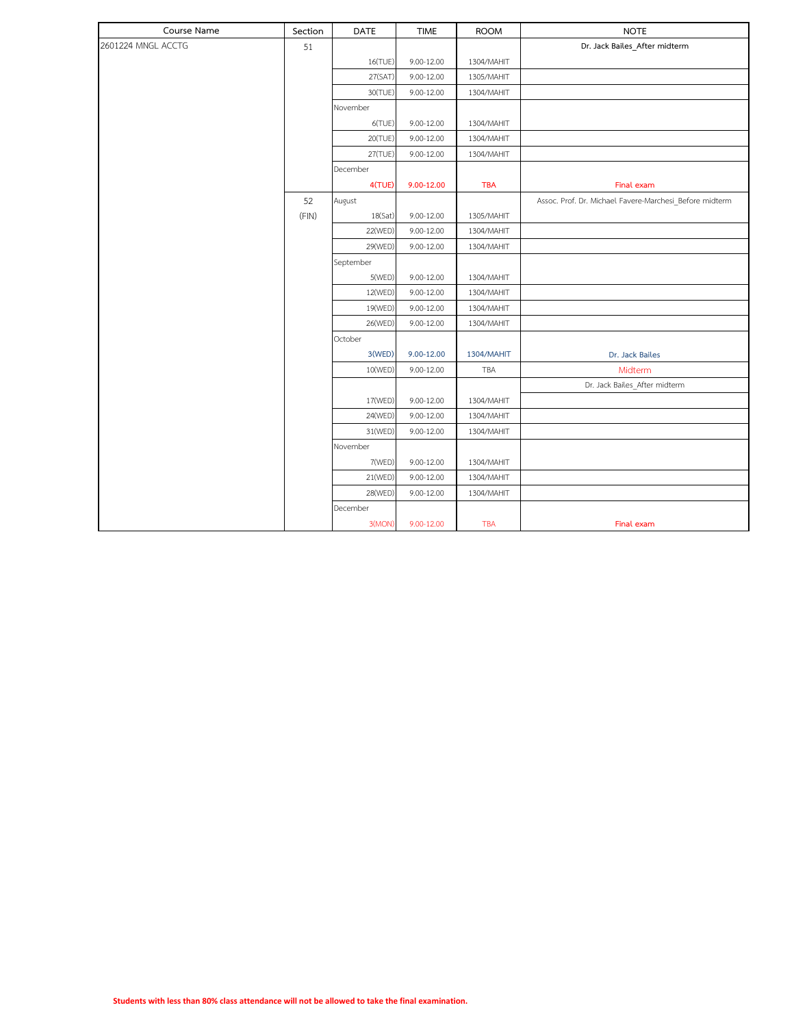| Course Name | Section | DATE | TIME | ROOM | NOTE |
|---|---|---|---|---|---|
| 2601224 MNGL ACCTG | 51 | | | | Dr. Jack Bailes_After midterm |
| | | 16(TUE) | 9.00-12.00 | 1304/MAHIT | |
| | | 27(SAT) | 9.00-12.00 | 1305/MAHIT | |
| | | 30(TUE) | 9.00-12.00 | 1304/MAHIT | |
| | | November | | | |
| | | 6(TUE) | 9.00-12.00 | 1304/MAHIT | |
| | | 20(TUE) | 9.00-12.00 | 1304/MAHIT | |
| | | 27(TUE) | 9.00-12.00 | 1304/MAHIT | |
| | | December | | | |
| | | 4(TUE) | 9.00-12.00 | TBA | Final exam |
| | 52 (FIN) | August | | | Assoc. Prof. Dr. Michael Favere-Marchesi_Before midterm |
| | | 18(Sat) | 9.00-12.00 | 1305/MAHIT | |
| | | 22(WED) | 9.00-12.00 | 1304/MAHIT | |
| | | 29(WED) | 9.00-12.00 | 1304/MAHIT | |
| | | September | | | |
| | | 5(WED) | 9.00-12.00 | 1304/MAHIT | |
| | | 12(WED) | 9.00-12.00 | 1304/MAHIT | |
| | | 19(WED) | 9.00-12.00 | 1304/MAHIT | |
| | | 26(WED) | 9.00-12.00 | 1304/MAHIT | |
| | | October | | | |
| | | 3(WED) | 9.00-12.00 | 1304/MAHIT | Dr. Jack Bailes |
| | | 10(WED) | 9.00-12.00 | TBA | Midterm |
| | | | | | Dr. Jack Bailes_After midterm |
| | | 17(WED) | 9.00-12.00 | 1304/MAHIT | |
| | | 24(WED) | 9.00-12.00 | 1304/MAHIT | |
| | | 31(WED) | 9.00-12.00 | 1304/MAHIT | |
| | | November | | | |
| | | 7(WED) | 9.00-12.00 | 1304/MAHIT | |
| | | 21(WED) | 9.00-12.00 | 1304/MAHIT | |
| | | 28(WED) | 9.00-12.00 | 1304/MAHIT | |
| | | December | | | |
| | | 3(MON) | 9.00-12.00 | TBA | Final exam |

**Students with less than 80% class attendance will not be allowed to take the final examination.**